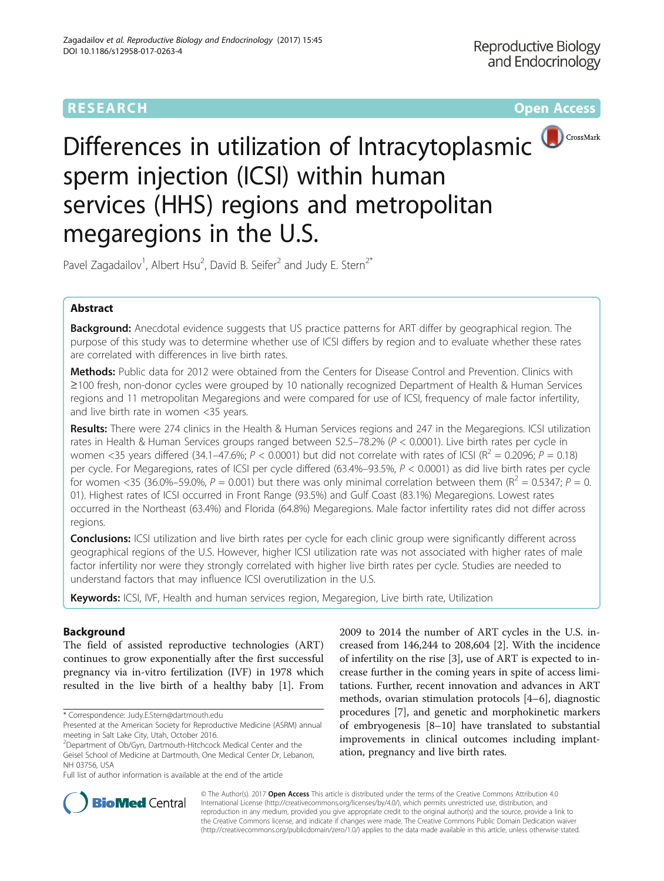RESEARCH | Open Access

# Differences in utilization of Intracytoplasmic sperm injection (ICSI) within human services (HHS) regions and metropolitan megaregions in the U.S.

Pavel Zagadailov[1], Albert Hsu[2], David B. Seifer[2] and Judy E. Stern[2*]

## Abstract

**Background:** Anecdotal evidence suggests that US practice patterns for ART differ by geographical region. The purpose of this study was to determine whether use of ICSI differs by region and to evaluate whether these rates are correlated with differences in live birth rates.

**Methods:** Public data for 2012 were obtained from the Centers for Disease Control and Prevention. Clinics with ≥100 fresh, non-donor cycles were grouped by 10 nationally recognized Department of Health & Human Services regions and 11 metropolitan Megaregions and were compared for use of ICSI, frequency of male factor infertility, and live birth rate in women <35 years.

**Results:** There were 274 clinics in the Health & Human Services regions and 247 in the Megaregions. ICSI utilization rates in Health & Human Services groups ranged between 52.5–78.2% ($P < 0.0001$). Live birth rates per cycle in women <35 years differed (34.1–47.6%; $P < 0.0001$) but did not correlate with rates of ICSI ($R^2 = 0.2096$; $P = 0.18$) per cycle. For Megaregions, rates of ICSI per cycle differed (63.4%–93.5%, $P < 0.0001$) as did live birth rates per cycle for women <35 (36.0%–59.0%, $P = 0.001$) but there was only minimal correlation between them ($R^2 = 0.5347$; $P = 0.01$). Highest rates of ICSI occurred in Front Range (93.5%) and Gulf Coast (83.1%) Megaregions. Lowest rates occurred in the Northeast (63.4%) and Florida (64.8%) Megaregions. Male factor infertility rates did not differ across regions.

**Conclusions:** ICSI utilization and live birth rates per cycle for each clinic group were significantly different across geographical regions of the U.S. However, higher ICSI utilization rate was not associated with higher rates of male factor infertility nor were they strongly correlated with higher live birth rates per cycle. Studies are needed to understand factors that may influence ICSI overutilization in the U.S.

**Keywords:** ICSI, IVF, Health and human services region, Megaregion, Live birth rate, Utilization

## Background

The field of assisted reproductive technologies (ART) continues to grow exponentially after the first successful pregnancy via in-vitro fertilization (IVF) in 1978 which resulted in the live birth of a healthy baby [1]. From 2009 to 2014 the number of ART cycles in the U.S. increased from 146,244 to 208,604 [2]. With the incidence of infertility on the rise [3], use of ART is expected to increase further in the coming years in spite of access limitations. Further, recent innovation and advances in ART methods, ovarian stimulation protocols [4–6], diagnostic procedures [7], and genetic and morphokinetic markers of embryogenesis [8–10] have translated to substantial improvements in clinical outcomes including implantation, pregnancy and live birth rates.

* Correspondence: Judy.E.Stern@dartmouth.edu

Presented at the American Society for Reproductive Medicine (ASRM) annual meeting in Salt Lake City, Utah, October 2016.

[2]Department of Ob/Gyn, Dartmouth-Hitchcock Medical Center and the Geisel School of Medicine at Dartmouth, One Medical Center Dr, Lebanon, NH 03756, USA

Full list of author information is available at the end of the article

© The Author(s). 2017 **Open Access** This article is distributed under the terms of the Creative Commons Attribution 4.0 International License (http://creativecommons.org/licenses/by/4.0/), which permits unrestricted use, distribution, and reproduction in any medium, provided you give appropriate credit to the original author(s) and the source, provide a link to the Creative Commons license, and indicate if changes were made. The Creative Commons Public Domain Dedication waiver (http://creativecommons.org/publicdomain/zero/1.0/) applies to the data made available in this article, unless otherwise stated.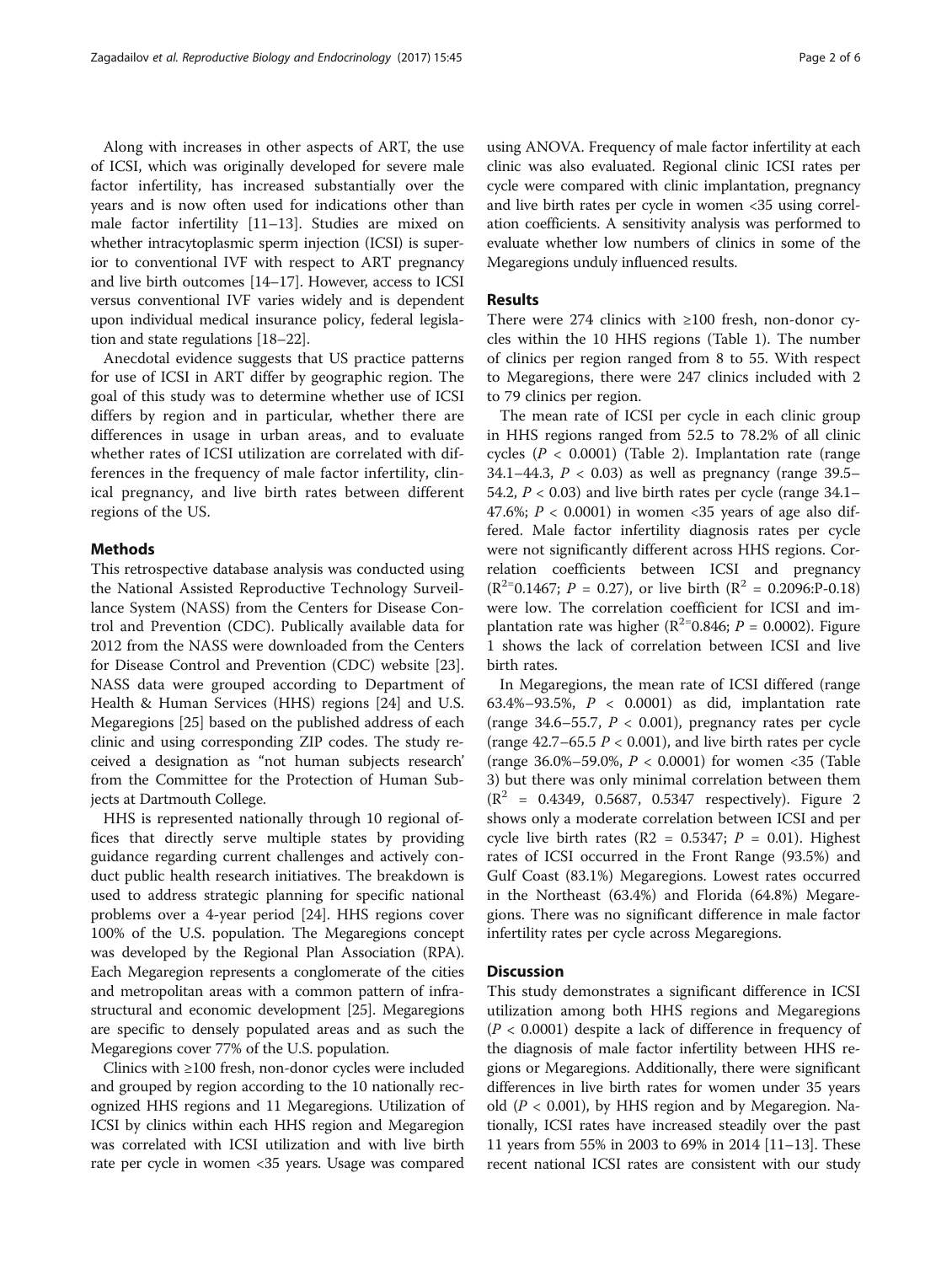Along with increases in other aspects of ART, the use of ICSI, which was originally developed for severe male factor infertility, has increased substantially over the years and is now often used for indications other than male factor infertility [11–13]. Studies are mixed on whether intracytoplasmic sperm injection (ICSI) is superior to conventional IVF with respect to ART pregnancy and live birth outcomes [14–17]. However, access to ICSI versus conventional IVF varies widely and is dependent upon individual medical insurance policy, federal legislation and state regulations [18–22].

Anecdotal evidence suggests that US practice patterns for use of ICSI in ART differ by geographic region. The goal of this study was to determine whether use of ICSI differs by region and in particular, whether there are differences in usage in urban areas, and to evaluate whether rates of ICSI utilization are correlated with differences in the frequency of male factor infertility, clinical pregnancy, and live birth rates between different regions of the US.

## Methods

This retrospective database analysis was conducted using the National Assisted Reproductive Technology Surveillance System (NASS) from the Centers for Disease Control and Prevention (CDC). Publically available data for 2012 from the NASS were downloaded from the Centers for Disease Control and Prevention (CDC) website [23]. NASS data were grouped according to Department of Health & Human Services (HHS) regions [24] and U.S. Megaregions [25] based on the published address of each clinic and using corresponding ZIP codes. The study received a designation as "not human subjects research' from the Committee for the Protection of Human Subjects at Dartmouth College.

HHS is represented nationally through 10 regional offices that directly serve multiple states by providing guidance regarding current challenges and actively conduct public health research initiatives. The breakdown is used to address strategic planning for specific national problems over a 4-year period [24]. HHS regions cover 100% of the U.S. population. The Megaregions concept was developed by the Regional Plan Association (RPA). Each Megaregion represents a conglomerate of the cities and metropolitan areas with a common pattern of infrastructural and economic development [25]. Megaregions are specific to densely populated areas and as such the Megaregions cover 77% of the U.S. population.

Clinics with ≥100 fresh, non-donor cycles were included and grouped by region according to the 10 nationally recognized HHS regions and 11 Megaregions. Utilization of ICSI by clinics within each HHS region and Megaregion was correlated with ICSI utilization and with live birth rate per cycle in women <35 years. Usage was compared using ANOVA. Frequency of male factor infertility at each clinic was also evaluated. Regional clinic ICSI rates per cycle were compared with clinic implantation, pregnancy and live birth rates per cycle in women <35 using correlation coefficients. A sensitivity analysis was performed to evaluate whether low numbers of clinics in some of the Megaregions unduly influenced results.

## Results

There were 274 clinics with ≥100 fresh, non-donor cycles within the 10 HHS regions (Table 1). The number of clinics per region ranged from 8 to 55. With respect to Megaregions, there were 247 clinics included with 2 to 79 clinics per region.

The mean rate of ICSI per cycle in each clinic group in HHS regions ranged from 52.5 to 78.2% of all clinic cycles ($P < 0.0001$) (Table 2). Implantation rate (range 34.1–44.3, $P < 0.03$) as well as pregnancy (range 39.5–54.2, $P < 0.03$) and live birth rates per cycle (range 34.1–47.6%; $P < 0.0001$) in women <35 years of age also differed. Male factor infertility diagnosis rates per cycle were not significantly different across HHS regions. Correlation coefficients between ICSI and pregnancy ($R^{2=}$0.1467; $P = 0.27$), or live birth ($R^2 = 0.2096$:P-0.18) were low. The correlation coefficient for ICSI and implantation rate was higher ($R^{2=}$0.846; $P = 0.0002$). Figure 1 shows the lack of correlation between ICSI and live birth rates.

In Megaregions, the mean rate of ICSI differed (range 63.4%–93.5%, $P < 0.0001$) as did, implantation rate (range 34.6–55.7, $P < 0.001$), pregnancy rates per cycle (range 42.7–65.5 $P < 0.001$), and live birth rates per cycle (range 36.0%–59.0%, $P < 0.0001$) for women <35 (Table 3) but there was only minimal correlation between them ($R^2 = 0.4349$, 0.5687, 0.5347 respectively). Figure 2 shows only a moderate correlation between ICSI and per cycle live birth rates (R2 = 0.5347; $P = 0.01$). Highest rates of ICSI occurred in the Front Range (93.5%) and Gulf Coast (83.1%) Megaregions. Lowest rates occurred in the Northeast (63.4%) and Florida (64.8%) Megaregions. There was no significant difference in male factor infertility rates per cycle across Megaregions.

## Discussion

This study demonstrates a significant difference in ICSI utilization among both HHS regions and Megaregions ($P < 0.0001$) despite a lack of difference in frequency of the diagnosis of male factor infertility between HHS regions or Megaregions. Additionally, there were significant differences in live birth rates for women under 35 years old ($P < 0.001$), by HHS region and by Megaregion. Nationally, ICSI rates have increased steadily over the past 11 years from 55% in 2003 to 69% in 2014 [11–13]. These recent national ICSI rates are consistent with our study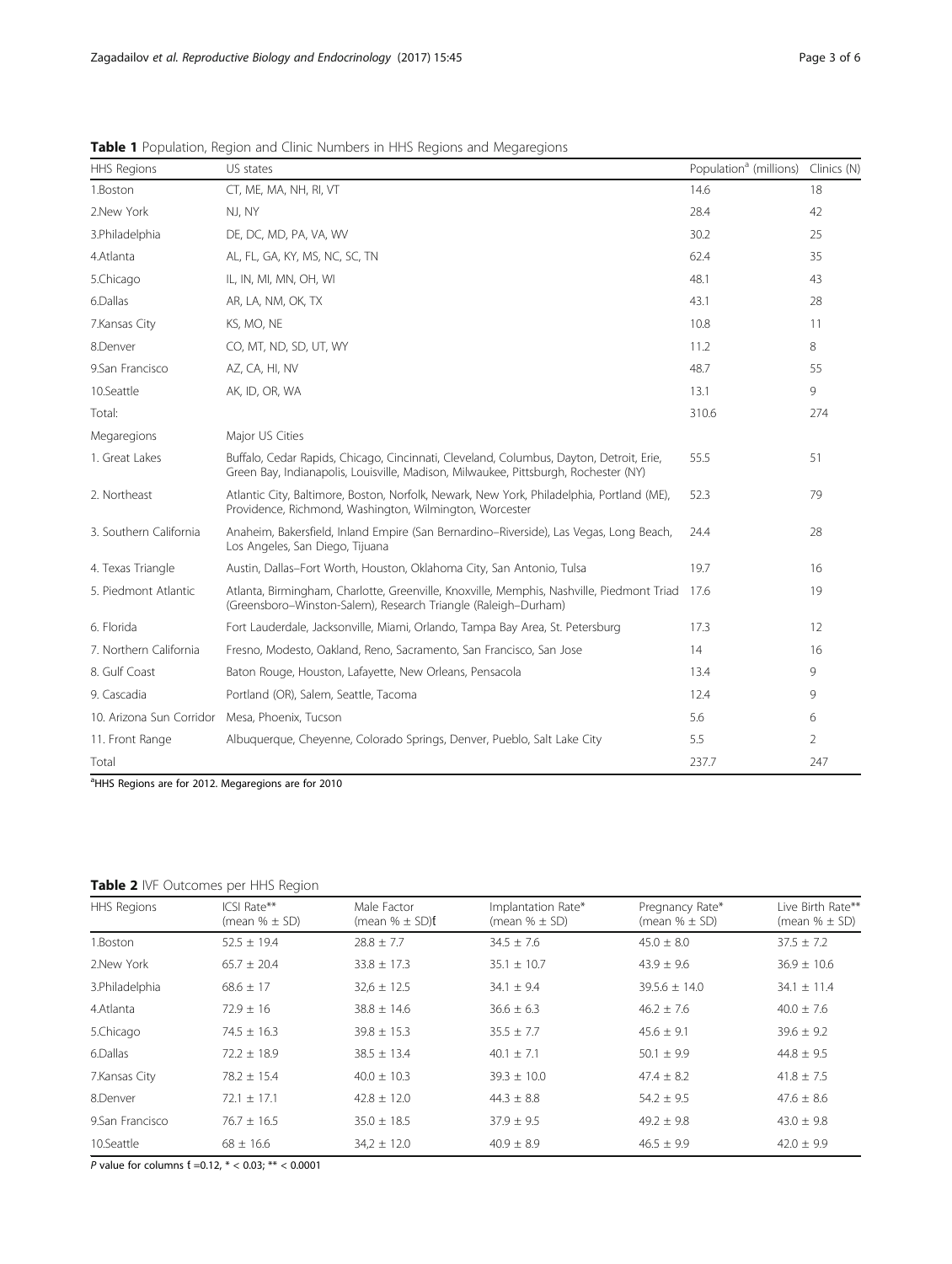**Table 1** Population, Region and Clinic Numbers in HHS Regions and Megaregions

| HHS Regions | US states | Population[a] (millions) | Clinics (N) |
|---|---|---|---|
| 1.Boston | CT, ME, MA, NH, RI, VT | 14.6 | 18 |
| 2.New York | NJ, NY | 28.4 | 42 |
| 3.Philadelphia | DE, DC, MD, PA, VA, WV | 30.2 | 25 |
| 4.Atlanta | AL, FL, GA, KY, MS, NC, SC, TN | 62.4 | 35 |
| 5.Chicago | IL, IN, MI, MN, OH, WI | 48.1 | 43 |
| 6.Dallas | AR, LA, NM, OK, TX | 43.1 | 28 |
| 7.Kansas City | KS, MO, NE | 10.8 | 11 |
| 8.Denver | CO, MT, ND, SD, UT, WY | 11.2 | 8 |
| 9.San Francisco | AZ, CA, HI, NV | 48.7 | 55 |
| 10.Seattle | AK, ID, OR, WA | 13.1 | 9 |
| Total: | | 310.6 | 274 |
| Megaregions | Major US Cities | | |
| 1. Great Lakes | Buffalo, Cedar Rapids, Chicago, Cincinnati, Cleveland, Columbus, Dayton, Detroit, Erie, Green Bay, Indianapolis, Louisville, Madison, Milwaukee, Pittsburgh, Rochester (NY) | 55.5 | 51 |
| 2. Northeast | Atlantic City, Baltimore, Boston, Norfolk, Newark, New York, Philadelphia, Portland (ME), Providence, Richmond, Washington, Wilmington, Worcester | 52.3 | 79 |
| 3. Southern California | Anaheim, Bakersfield, Inland Empire (San Bernardino–Riverside), Las Vegas, Long Beach, Los Angeles, San Diego, Tijuana | 24.4 | 28 |
| 4. Texas Triangle | Austin, Dallas–Fort Worth, Houston, Oklahoma City, San Antonio, Tulsa | 19.7 | 16 |
| 5. Piedmont Atlantic | Atlanta, Birmingham, Charlotte, Greenville, Knoxville, Memphis, Nashville, Piedmont Triad (Greensboro–Winston-Salem), Research Triangle (Raleigh–Durham) | 17.6 | 19 |
| 6. Florida | Fort Lauderdale, Jacksonville, Miami, Orlando, Tampa Bay Area, St. Petersburg | 17.3 | 12 |
| 7. Northern California | Fresno, Modesto, Oakland, Reno, Sacramento, San Francisco, San Jose | 14 | 16 |
| 8. Gulf Coast | Baton Rouge, Houston, Lafayette, New Orleans, Pensacola | 13.4 | 9 |
| 9. Cascadia | Portland (OR), Salem, Seattle, Tacoma | 12.4 | 9 |
| 10. Arizona Sun Corridor | Mesa, Phoenix, Tucson | 5.6 | 6 |
| 11. Front Range | Albuquerque, Cheyenne, Colorado Springs, Denver, Pueblo, Salt Lake City | 5.5 | 2 |
| Total | | 237.7 | 247 |

[a]HHS Regions are for 2012. Megaregions are for 2010

**Table 2** IVF Outcomes per HHS Region

| HHS Regions | ICSI Rate** (mean % ± SD) | Male Factor (mean % ± SD)ƭ | Implantation Rate* (mean % ± SD) | Pregnancy Rate* (mean % ± SD) | Live Birth Rate** (mean % ± SD) |
|---|---|---|---|---|---|
| 1.Boston | 52.5 ± 19.4 | 28.8 ± 7.7 | 34.5 ± 7.6 | 45.0 ± 8.0 | 37.5 ± 7.2 |
| 2.New York | 65.7 ± 20.4 | 33.8 ± 17.3 | 35.1 ± 10.7 | 43.9 ± 9.6 | 36.9 ± 10.6 |
| 3.Philadelphia | 68.6 ± 17 | 32,6 ± 12.5 | 34.1 ± 9.4 | 39.5.6 ± 14.0 | 34.1 ± 11.4 |
| 4.Atlanta | 72.9 ± 16 | 38.8 ± 14.6 | 36.6 ± 6.3 | 46.2 ± 7.6 | 40.0 ± 7.6 |
| 5.Chicago | 74.5 ± 16.3 | 39.8 ± 15.3 | 35.5 ± 7.7 | 45.6 ± 9.1 | 39.6 ± 9.2 |
| 6.Dallas | 72.2 ± 18.9 | 38.5 ± 13.4 | 40.1 ± 7.1 | 50.1 ± 9.9 | 44.8 ± 9.5 |
| 7.Kansas City | 78.2 ± 15.4 | 40.0 ± 10.3 | 39.3 ± 10.0 | 47.4 ± 8.2 | 41.8 ± 7.5 |
| 8.Denver | 72.1 ± 17.1 | 42.8 ± 12.0 | 44.3 ± 8.8 | 54.2 ± 9.5 | 47.6 ± 8.6 |
| 9.San Francisco | 76.7 ± 16.5 | 35.0 ± 18.5 | 37.9 ± 9.5 | 49.2 ± 9.8 | 43.0 ± 9.8 |
| 10.Seattle | 68 ± 16.6 | 34,2 ± 12.0 | 40.9 ± 8.9 | 46.5 ± 9.9 | 42.0 ± 9.9 |

*P* value for columns ƭ =0.12, * < 0.03; ** < 0.0001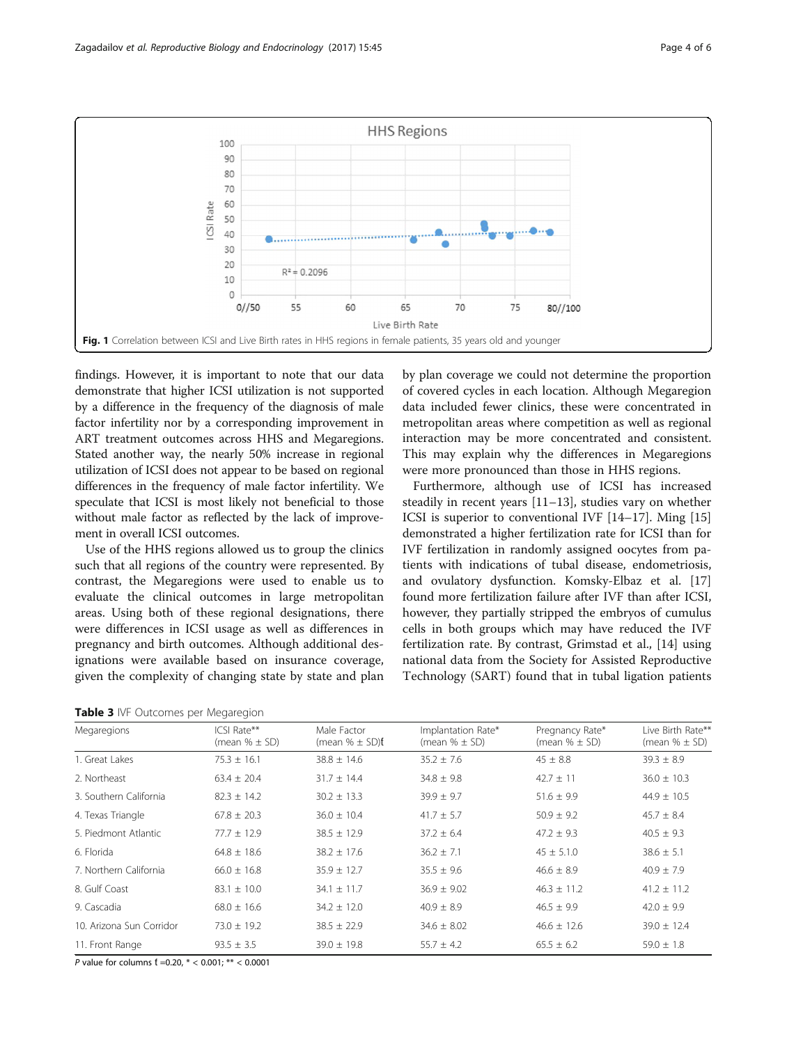**Fig. 1** Correlation between ICSI and Live Birth rates in HHS regions in female patients, 35 years old and younger

findings. However, it is important to note that our data demonstrate that higher ICSI utilization is not supported by a difference in the frequency of the diagnosis of male factor infertility nor by a corresponding improvement in ART treatment outcomes across HHS and Megaregions. Stated another way, the nearly 50% increase in regional utilization of ICSI does not appear to be based on regional differences in the frequency of male factor infertility. We speculate that ICSI is most likely not beneficial to those without male factor as reflected by the lack of improvement in overall ICSI outcomes.

Use of the HHS regions allowed us to group the clinics such that all regions of the country were represented. By contrast, the Megaregions were used to enable us to evaluate the clinical outcomes in large metropolitan areas. Using both of these regional designations, there were differences in ICSI usage as well as differences in pregnancy and birth outcomes. Although additional designations were available based on insurance coverage, given the complexity of changing state by state and plan by plan coverage we could not determine the proportion of covered cycles in each location. Although Megaregion data included fewer clinics, these were concentrated in metropolitan areas where competition as well as regional interaction may be more concentrated and consistent. This may explain why the differences in Megaregions were more pronounced than those in HHS regions.

Furthermore, although use of ICSI has increased steadily in recent years [11–13], studies vary on whether ICSI is superior to conventional IVF [14–17]. Ming [15] demonstrated a higher fertilization rate for ICSI than for IVF fertilization in randomly assigned oocytes from patients with indications of tubal disease, endometriosis, and ovulatory dysfunction. Komsky-Elbaz et al. [17] found more fertilization failure after IVF than after ICSI, however, they partially stripped the embryos of cumulus cells in both groups which may have reduced the IVF fertilization rate. By contrast, Grimstad et al., [14] using national data from the Society for Assisted Reproductive Technology (SART) found that in tubal ligation patients

**Table 3** IVF Outcomes per Megaregion

| Megaregions | ICSI Rate** (mean % ± SD) | Male Factor (mean % ± SD)ƒ | Implantation Rate* (mean % ± SD) | Pregnancy Rate* (mean % ± SD) | Live Birth Rate** (mean % ± SD) |
|---|---|---|---|---|---|
| 1. Great Lakes | 75.3 ± 16.1 | 38.8 ± 14.6 | 35.2 ± 7.6 | 45 ± 8.8 | 39.3 ± 8.9 |
| 2. Northeast | 63.4 ± 20.4 | 31.7 ± 14.4 | 34.8 ± 9.8 | 42.7 ± 11 | 36.0 ± 10.3 |
| 3. Southern California | 82.3 ± 14.2 | 30.2 ± 13.3 | 39.9 ± 9.7 | 51.6 ± 9.9 | 44.9 ± 10.5 |
| 4. Texas Triangle | 67.8 ± 20.3 | 36.0 ± 10.4 | 41.7 ± 5.7 | 50.9 ± 9.2 | 45.7 ± 8.4 |
| 5. Piedmont Atlantic | 77.7 ± 12.9 | 38.5 ± 12.9 | 37.2 ± 6.4 | 47.2 ± 9.3 | 40.5 ± 9.3 |
| 6. Florida | 64.8 ± 18.6 | 38.2 ± 17.6 | 36.2 ± 7.1 | 45 ± 5.1.0 | 38.6 ± 5.1 |
| 7. Northern California | 66.0 ± 16.8 | 35.9 ± 12.7 | 35.5 ± 9.6 | 46.6 ± 8.9 | 40.9 ± 7.9 |
| 8. Gulf Coast | 83.1 ± 10.0 | 34.1 ± 11.7 | 36.9 ± 9.02 | 46.3 ± 11.2 | 41.2 ± 11.2 |
| 9. Cascadia | 68.0 ± 16.6 | 34.2 ± 12.0 | 40.9 ± 8.9 | 46.5 ± 9.9 | 42.0 ± 9.9 |
| 10. Arizona Sun Corridor | 73.0 ± 19.2 | 38.5 ± 22.9 | 34.6 ± 8.02 | 46.6 ± 12.6 | 39.0 ± 12.4 |
| 11. Front Range | 93.5 ± 3.5 | 39.0 ± 19.8 | 55.7 ± 4.2 | 65.5 ± 6.2 | 59.0 ± 1.8 |

*P* value for columns ƒ =0.20, * < 0.001; ** < 0.0001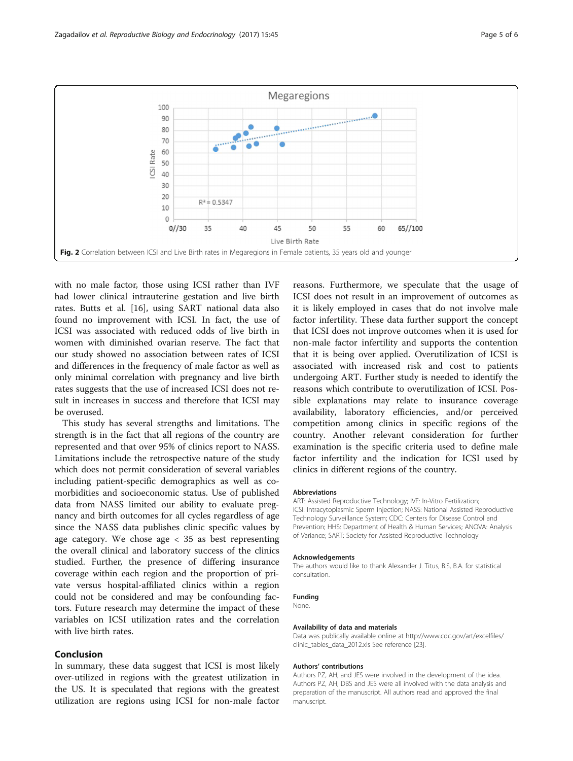Megaregions

100
90
80
70
60
50
40
30
20
10
0

ICSI Rate

$R^2 = 0.5347$

0//30 35 40 45 50 55 60 65//100

Live Birth Rate

**Fig. 2** Correlation between ICSI and Live Birth rates in Megaregions in Female patients, 35 years old and younger

with no male factor, those using ICSI rather than IVF had lower clinical intrauterine gestation and live birth rates. Butts et al. [16], using SART national data also found no improvement with ICSI. In fact, the use of ICSI was associated with reduced odds of live birth in women with diminished ovarian reserve. The fact that our study showed no association between rates of ICSI and differences in the frequency of male factor as well as only minimal correlation with pregnancy and live birth rates suggests that the use of increased ICSI does not result in increases in success and therefore that ICSI may be overused.

This study has several strengths and limitations. The strength is in the fact that all regions of the country are represented and that over 95% of clinics report to NASS. Limitations include the retrospective nature of the study which does not permit consideration of several variables including patient-specific demographics as well as comorbidities and socioeconomic status. Use of published data from NASS limited our ability to evaluate pregnancy and birth outcomes for all cycles regardless of age since the NASS data publishes clinic specific values by age category. We chose age < 35 as best representing the overall clinical and laboratory success of the clinics studied. Further, the presence of differing insurance coverage within each region and the proportion of private versus hospital-affiliated clinics within a region could not be considered and may be confounding factors. Future research may determine the impact of these variables on ICSI utilization rates and the correlation with live birth rates.

## Conclusion

In summary, these data suggest that ICSI is most likely over-utilized in regions with the greatest utilization in the US. It is speculated that regions with the greatest utilization are regions using ICSI for non-male factor reasons. Furthermore, we speculate that the usage of ICSI does not result in an improvement of outcomes as it is likely employed in cases that do not involve male factor infertility. These data further support the concept that ICSI does not improve outcomes when it is used for non-male factor infertility and supports the contention that it is being over applied. Overutilization of ICSI is associated with increased risk and cost to patients undergoing ART. Further study is needed to identify the reasons which contribute to overutilization of ICSI. Possible explanations may relate to insurance coverage availability, laboratory efficiencies, and/or perceived competition among clinics in specific regions of the country. Another relevant consideration for further examination is the specific criteria used to define male factor infertility and the indication for ICSI used by clinics in different regions of the country.

### Abbreviations

ART: Assisted Reproductive Technology; IVF: In-Vitro Fertilization; ICSI: Intracytoplasmic Sperm Injection; NASS: National Assisted Reproductive Technology Surveillance System; CDC: Centers for Disease Control and Prevention; HHS: Department of Health & Human Services; ANOVA: Analysis of Variance; SART: Society for Assisted Reproductive Technology

### Acknowledgements

The authors would like to thank Alexander J. Titus, B.S, B.A. for statistical consultation.

### Funding

None.

### Availability of data and materials

Data was publically available online at http://www.cdc.gov/art/excelfiles/clinic_tables_data_2012.xls See reference [23].

### Authors' contributions

Authors PZ, AH, and JES were involved in the development of the idea. Authors PZ, AH, DBS and JES were all involved with the data analysis and preparation of the manuscript. All authors read and approved the final manuscript.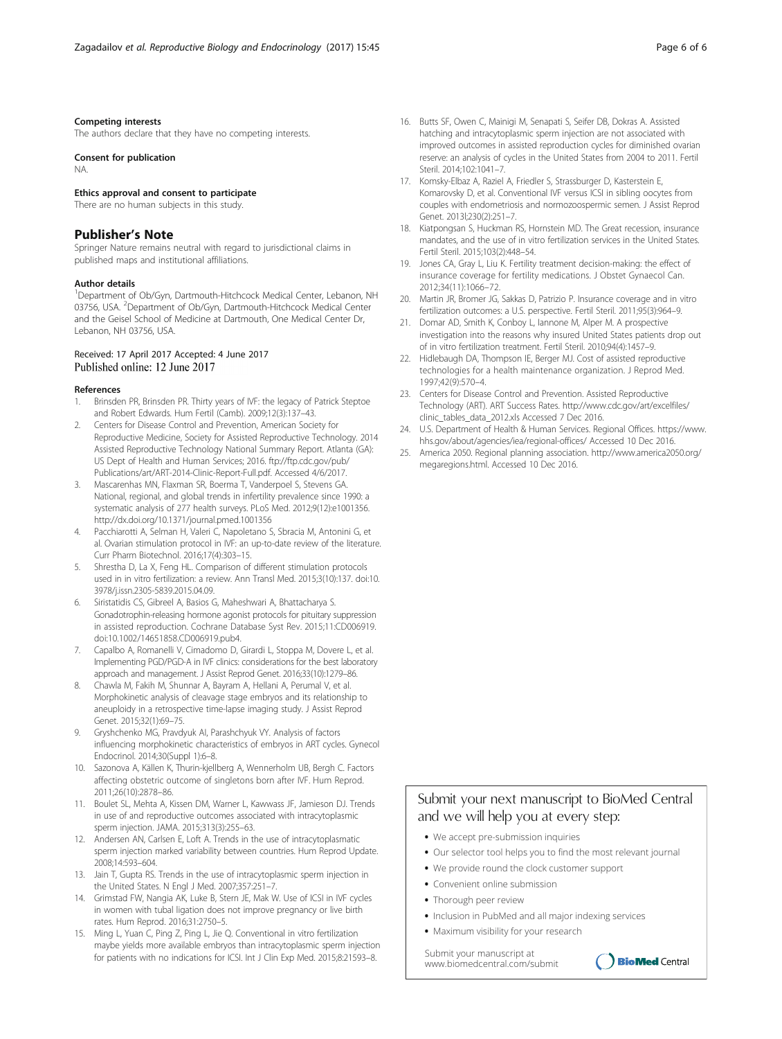#### Competing interests
The authors declare that they have no competing interests.

#### Consent for publication
NA.

#### Ethics approval and consent to participate
There are no human subjects in this study.

## Publisher's Note
Springer Nature remains neutral with regard to jurisdictional claims in published maps and institutional affiliations.

#### Author details
[1]Department of Ob/Gyn, Dartmouth-Hitchcock Medical Center, Lebanon, NH 03756, USA. [2]Department of Ob/Gyn, Dartmouth-Hitchcock Medical Center and the Geisel School of Medicine at Dartmouth, One Medical Center Dr, Lebanon, NH 03756, USA.

Received: 17 April 2017 Accepted: 4 June 2017
Published online: 12 June 2017

#### References
1. Brinsden PR, Brinsden PR. Thirty years of IVF: the legacy of Patrick Steptoe and Robert Edwards. Hum Fertil (Camb). 2009;12(3):137–43.
2. Centers for Disease Control and Prevention, American Society for Reproductive Medicine, Society for Assisted Reproductive Technology. 2014 Assisted Reproductive Technology National Summary Report. Atlanta (GA): US Dept of Health and Human Services; 2016. ftp://ftp.cdc.gov/pub/Publications/art/ART-2014-Clinic-Report-Full.pdf. Accessed 4/6/2017.
3. Mascarenhas MN, Flaxman SR, Boerma T, Vanderpoel S, Stevens GA. National, regional, and global trends in infertility prevalence since 1990: a systematic analysis of 277 health surveys. PLoS Med. 2012;9(12):e1001356. http://dx.doi.org/10.1371/journal.pmed.1001356
4. Pacchiarotti A, Selman H, Valeri C, Napoletano S, Sbracia M, Antonini G, et al. Ovarian stimulation protocol in IVF: an up-to-date review of the literature. Curr Pharm Biotechnol. 2016;17(4):303–15.
5. Shrestha D, La X, Feng HL. Comparison of different stimulation protocols used in in vitro fertilization: a review. Ann Transl Med. 2015;3(10):137. doi:10.3978/j.issn.2305-5839.2015.04.09.
6. Siristatidis CS, Gibreel A, Basios G, Maheshwari A, Bhattacharya S. Gonadotrophin-releasing hormone agonist protocols for pituitary suppression in assisted reproduction. Cochrane Database Syst Rev. 2015;11:CD006919. doi:10.1002/14651858.CD006919.pub4.
7. Capalbo A, Romanelli V, Cimadomo D, Girardi L, Stoppa M, Dovere L, et al. Implementing PGD/PGD-A in IVF clinics: considerations for the best laboratory approach and management. J Assist Reprod Genet. 2016;33(10):1279–86.
8. Chawla M, Fakih M, Shunnar A, Bayram A, Hellani A, Perumal V, et al. Morphokinetic analysis of cleavage stage embryos and its relationship to aneuploidy in a retrospective time-lapse imaging study. J Assist Reprod Genet. 2015;32(1):69–75.
9. Gryshchenko MG, Pravdyuk AI, Parashchyuk VY. Analysis of factors influencing morphokinetic characteristics of embryos in ART cycles. Gynecol Endocrinol. 2014;30(Suppl 1):6–8.
10. Sazonova A, Källen K, Thurin-kjellberg A, Wennerholm UB, Bergh C. Factors affecting obstetric outcome of singletons born after IVF. Hum Reprod. 2011;26(10):2878–86.
11. Boulet SL, Mehta A, Kissen DM, Warner L, Kawwass JF, Jamieson DJ. Trends in use of and reproductive outcomes associated with intracytoplasmic sperm injection. JAMA. 2015;313(3):255–63.
12. Andersen AN, Carlsen E, Loft A. Trends in the use of intracytoplasmatic sperm injection marked variability between countries. Hum Reprod Update. 2008;14:593–604.
13. Jain T, Gupta RS. Trends in the use of intracytoplasmic sperm injection in the United States. N Engl J Med. 2007;357:251–7.
14. Grimstad FW, Nangia AK, Luke B, Stern JE, Mak W. Use of ICSI in IVF cycles in women with tubal ligation does not improve pregnancy or live birth rates. Hum Reprod. 2016;31:2750–5.
15. Ming L, Yuan C, Ping Z, Ping L, Jie Q. Conventional in vitro fertilization maybe yields more available embryos than intracytoplasmic sperm injection for patients with no indications for ICSI. Int J Clin Exp Med. 2015;8:21593–8.
16. Butts SF, Owen C, Mainigi M, Senapati S, Seifer DB, Dokras A. Assisted hatching and intracytoplasmic sperm injection are not associated with improved outcomes in assisted reproduction cycles for diminished ovarian reserve: an analysis of cycles in the United States from 2004 to 2011. Fertil Steril. 2014;102:1041–7.
17. Komsky-Elbaz A, Raziel A, Friedler S, Strassburger D, Kasterstein E, Komarovsky D, et al. Conventional IVF versus ICSI in sibling oocytes from couples with endometriosis and normozoospermic semen. J Assist Reprod Genet. 2013l;230(2):251–7.
18. Kiatpongsan S, Huckman RS, Hornstein MD. The Great recession, insurance mandates, and the use of in vitro fertilization services in the United States. Fertil Steril. 2015;103(2):448–54.
19. Jones CA, Gray L, Liu K. Fertility treatment decision-making: the effect of insurance coverage for fertility medications. J Obstet Gynaecol Can. 2012;34(11):1066–72.
20. Martin JR, Bromer JG, Sakkas D, Patrizio P. Insurance coverage and in vitro fertilization outcomes: a U.S. perspective. Fertil Steril. 2011;95(3):964–9.
21. Domar AD, Smith K, Conboy L, Iannone M, Alper M. A prospective investigation into the reasons why insured United States patients drop out of in vitro fertilization treatment. Fertil Steril. 2010;94(4):1457–9.
22. Hidlebaugh DA, Thompson IE, Berger MJ. Cost of assisted reproductive technologies for a health maintenance organization. J Reprod Med. 1997;42(9):570–4.
23. Centers for Disease Control and Prevention. Assisted Reproductive Technology (ART). ART Success Rates. http://www.cdc.gov/art/excelfiles/clinic_tables_data_2012.xls Accessed 7 Dec 2016.
24. U.S. Department of Health & Human Services. Regional Offices. https://www.hhs.gov/about/agencies/iea/regional-offices/ Accessed 10 Dec 2016.
25. America 2050. Regional planning association. http://www.america2050.org/megaregions.html. Accessed 10 Dec 2016.

Submit your next manuscript to BioMed Central and we will help you at every step:

- We accept pre-submission inquiries
- Our selector tool helps you to find the most relevant journal
- We provide round the clock customer support
- Convenient online submission
- Thorough peer review
- Inclusion in PubMed and all major indexing services
- Maximum visibility for your research

Submit your manuscript at
www.biomedcentral.com/submit

BioMed Central